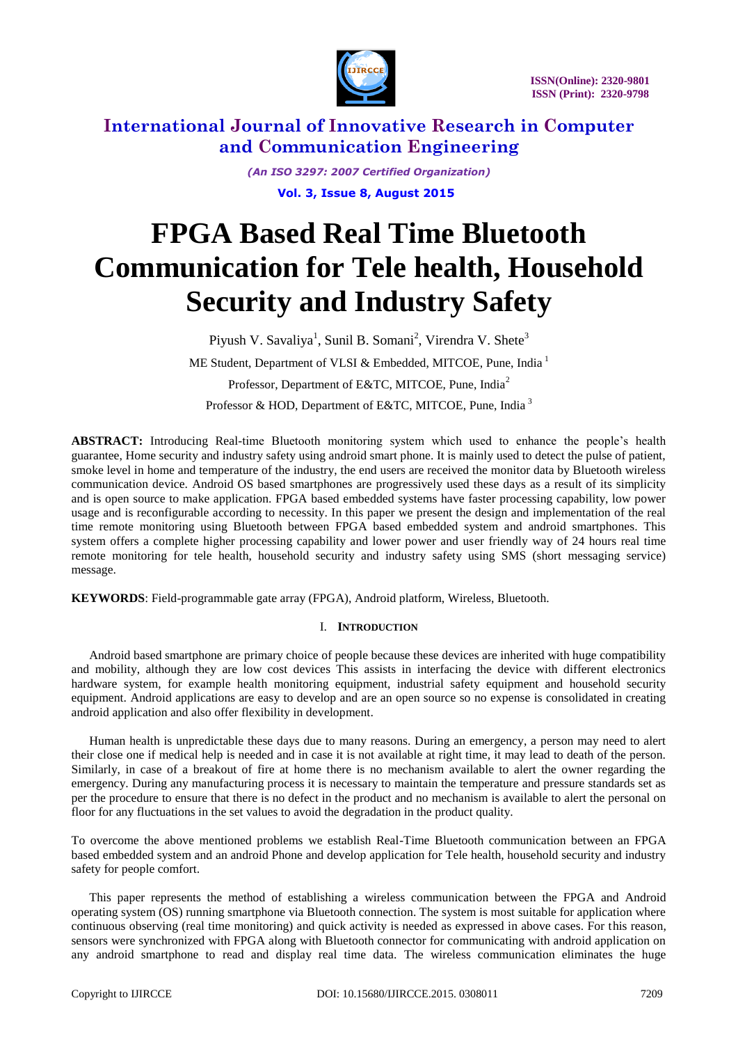# FPGA Based Real Time Bluetooth Communication for Tele health, Household Security and Industry Safety

Piyush V. Savaliya[1], Sunil B. Somani[2], Virendra V. Shete[3]

ME Student, Department of VLSI & Embedded, MITCOE, Pune, India [1]

Professor, Department of E&TC, MITCOE, Pune, India[2]

Professor & HOD, Department of E&TC, MITCOE, Pune, India [3]

**ABSTRACT:** Introducing Real-time Bluetooth monitoring system which used to enhance the people's health guarantee, Home security and industry safety using android smart phone. It is mainly used to detect the pulse of patient, smoke level in home and temperature of the industry, the end users are received the monitor data by Bluetooth wireless communication device. Android OS based smartphones are progressively used these days as a result of its simplicity and is open source to make application. FPGA based embedded systems have faster processing capability, low power usage and is reconfigurable according to necessity. In this paper we present the design and implementation of the real time remote monitoring using Bluetooth between FPGA based embedded system and android smartphones. This system offers a complete higher processing capability and lower power and user friendly way of 24 hours real time remote monitoring for tele health, household security and industry safety using SMS (short messaging service) message.

**KEYWORDS**: Field-programmable gate array (FPGA), Android platform, Wireless, Bluetooth.

## I. Introduction

Android based smartphone are primary choice of people because these devices are inherited with huge compatibility and mobility, although they are low cost devices This assists in interfacing the device with different electronics hardware system, for example health monitoring equipment, industrial safety equipment and household security equipment. Android applications are easy to develop and are an open source so no expense is consolidated in creating android application and also offer flexibility in development.

Human health is unpredictable these days due to many reasons. During an emergency, a person may need to alert their close one if medical help is needed and in case it is not available at right time, it may lead to death of the person. Similarly, in case of a breakout of fire at home there is no mechanism available to alert the owner regarding the emergency. During any manufacturing process it is necessary to maintain the temperature and pressure standards set as per the procedure to ensure that there is no defect in the product and no mechanism is available to alert the personal on floor for any fluctuations in the set values to avoid the degradation in the product quality.

To overcome the above mentioned problems we establish Real-Time Bluetooth communication between an FPGA based embedded system and an android Phone and develop application for Tele health, household security and industry safety for people comfort.

This paper represents the method of establishing a wireless communication between the FPGA and Android operating system (OS) running smartphone via Bluetooth connection. The system is most suitable for application where continuous observing (real time monitoring) and quick activity is needed as expressed in above cases. For this reason, sensors were synchronized with FPGA along with Bluetooth connector for communicating with android application on any android smartphone to read and display real time data. The wireless communication eliminates the huge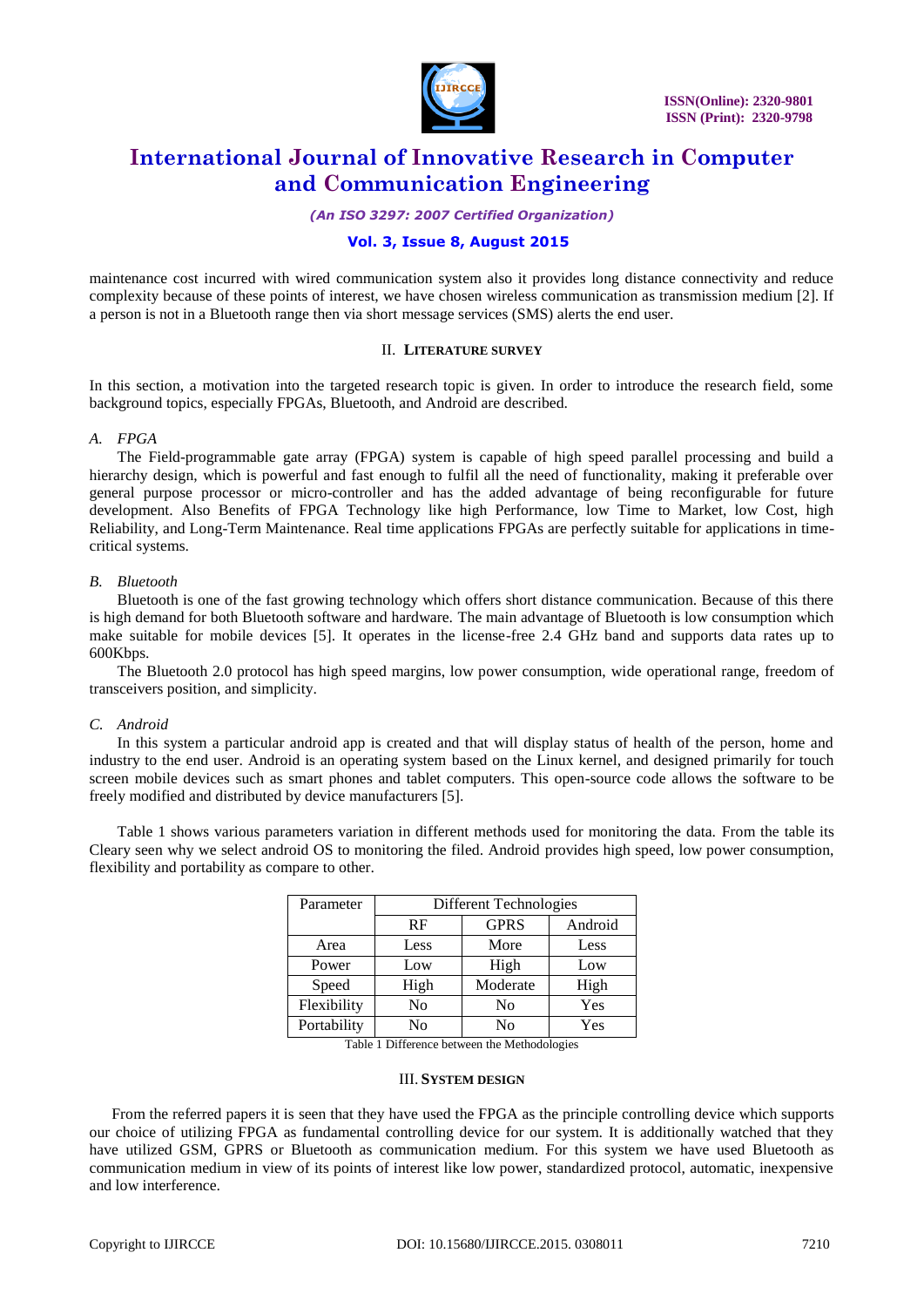maintenance cost incurred with wired communication system also it provides long distance connectivity and reduce complexity because of these points of interest, we have chosen wireless communication as transmission medium [2]. If a person is not in a Bluetooth range then via short message services (SMS) alerts the end user.

## II. Literature survey

In this section, a motivation into the targeted research topic is given. In order to introduce the research field, some background topics, especially FPGAs, Bluetooth, and Android are described.

### *A. FPGA*

The Field-programmable gate array (FPGA) system is capable of high speed parallel processing and build a hierarchy design, which is powerful and fast enough to fulfil all the need of functionality, making it preferable over general purpose processor or micro-controller and has the added advantage of being reconfigurable for future development. Also Benefits of FPGA Technology like high Performance, low Time to Market, low Cost, high Reliability, and Long-Term Maintenance. Real time applications FPGAs are perfectly suitable for applications in time-critical systems.

### *B. Bluetooth*

Bluetooth is one of the fast growing technology which offers short distance communication. Because of this there is high demand for both Bluetooth software and hardware. The main advantage of Bluetooth is low consumption which make suitable for mobile devices [5]. It operates in the license-free 2.4 GHz band and supports data rates up to 600Kbps.

The Bluetooth 2.0 protocol has high speed margins, low power consumption, wide operational range, freedom of transceivers position, and simplicity.

### *C. Android*

In this system a particular android app is created and that will display status of health of the person, home and industry to the end user. Android is an operating system based on the Linux kernel, and designed primarily for touch screen mobile devices such as smart phones and tablet computers. This open-source code allows the software to be freely modified and distributed by device manufacturers [5].

Table 1 shows various parameters variation in different methods used for monitoring the data. From the table its Cleary seen why we select android OS to monitoring the filed. Android provides high speed, low power consumption, flexibility and portability as compare to other.

| Parameter | Different Technologies | | |
|---|---|---|---|
| | RF | GPRS | Android |
| Area | Less | More | Less |
| Power | Low | High | Low |
| Speed | High | Moderate | High |
| Flexibility | No | No | Yes |
| Portability | No | No | Yes |

Table 1 Difference between the Methodologies

## III. System design

From the referred papers it is seen that they have used the FPGA as the principle controlling device which supports our choice of utilizing FPGA as fundamental controlling device for our system. It is additionally watched that they have utilized GSM, GPRS or Bluetooth as communication medium. For this system we have used Bluetooth as communication medium in view of its points of interest like low power, standardized protocol, automatic, inexpensive and low interference.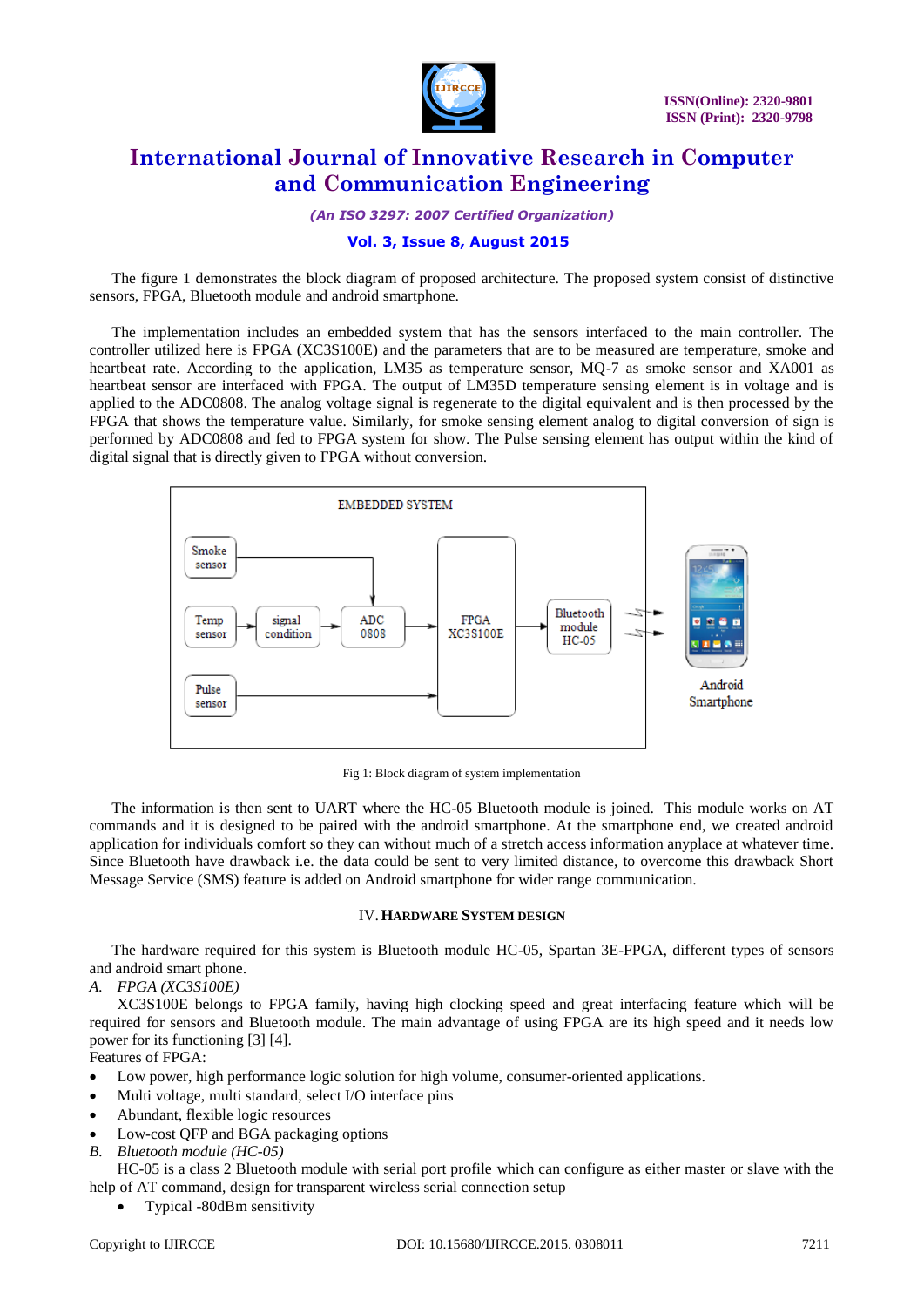The figure 1 demonstrates the block diagram of proposed architecture. The proposed system consist of distinctive sensors, FPGA, Bluetooth module and android smartphone.

The implementation includes an embedded system that has the sensors interfaced to the main controller. The controller utilized here is FPGA (XC3S100E) and the parameters that are to be measured are temperature, smoke and heartbeat rate. According to the application, LM35 as temperature sensor, MQ-7 as smoke sensor and XA001 as heartbeat sensor are interfaced with FPGA. The output of LM35D temperature sensing element is in voltage and is applied to the ADC0808. The analog voltage signal is regenerate to the digital equivalent and is then processed by the FPGA that shows the temperature value. Similarly, for smoke sensing element analog to digital conversion of sign is performed by ADC0808 and fed to FPGA system for show. The Pulse sensing element has output within the kind of digital signal that is directly given to FPGA without conversion.

Fig 1: Block diagram of system implementation

The information is then sent to UART where the HC-05 Bluetooth module is joined. This module works on AT commands and it is designed to be paired with the android smartphone. At the smartphone end, we created android application for individuals comfort so they can without much of a stretch access information anyplace at whatever time. Since Bluetooth have drawback i.e. the data could be sent to very limited distance, to overcome this drawback Short Message Service (SMS) feature is added on Android smartphone for wider range communication.

## IV. Hardware System Design

The hardware required for this system is Bluetooth module HC-05, Spartan 3E-FPGA, different types of sensors and android smart phone.

### *A. FPGA (XC3S100E)*

XC3S100E belongs to FPGA family, having high clocking speed and great interfacing feature which will be required for sensors and Bluetooth module. The main advantage of using FPGA are its high speed and it needs low power for its functioning [3] [4].

Features of FPGA:

- Low power, high performance logic solution for high volume, consumer-oriented applications.
- Multi voltage, multi standard, select I/O interface pins
- Abundant, flexible logic resources
- Low-cost QFP and BGA packaging options

### *B. Bluetooth module (HC-05)*

HC-05 is a class 2 Bluetooth module with serial port profile which can configure as either master or slave with the help of AT command, design for transparent wireless serial connection setup

- Typical -80dBm sensitivity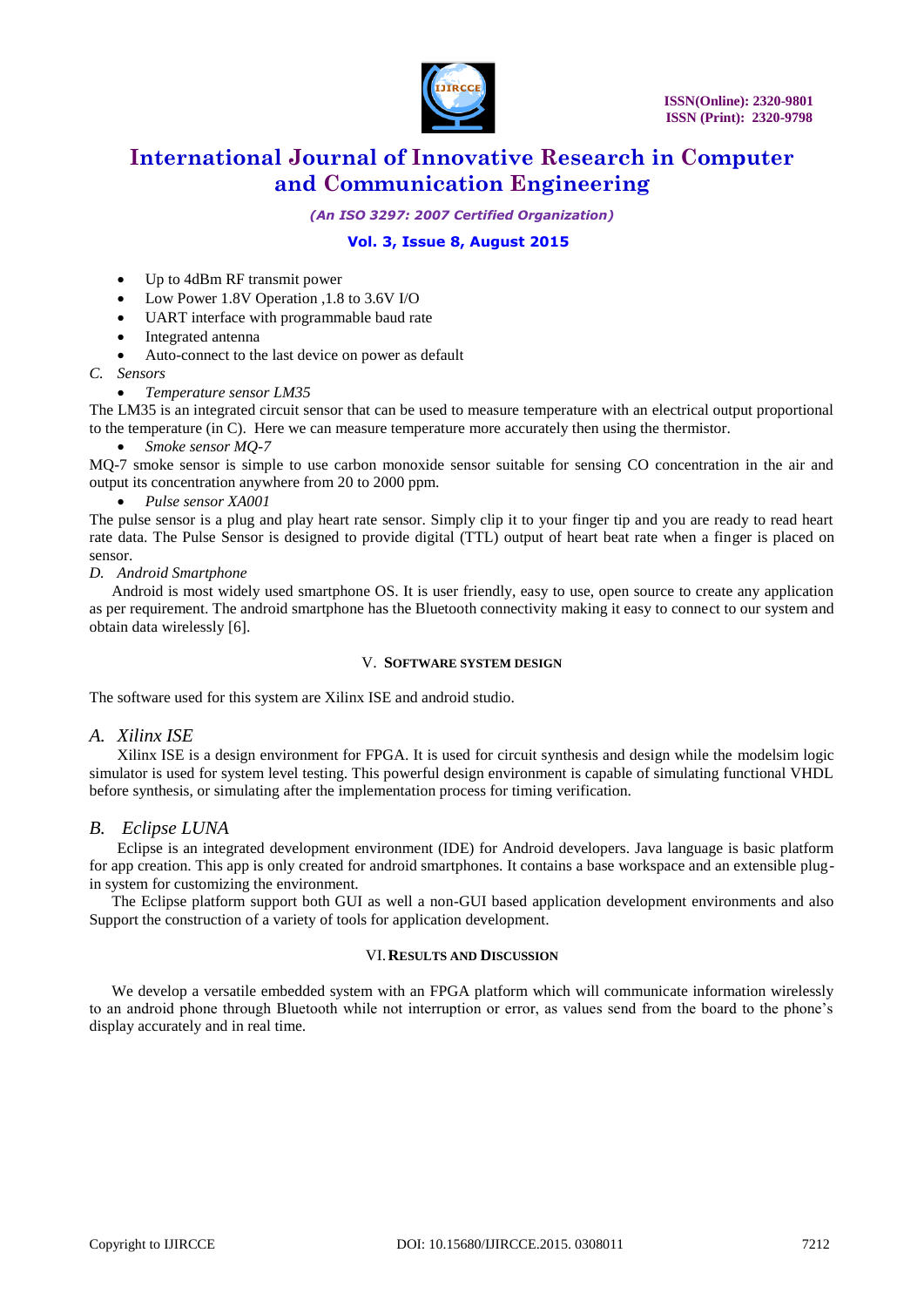- Up to 4dBm RF transmit power
- Low Power 1.8V Operation ,1.8 to 3.6V I/O
- UART interface with programmable baud rate
- Integrated antenna
- Auto-connect to the last device on power as default

*C. Sensors*

- *Temperature sensor LM35*

The LM35 is an integrated circuit sensor that can be used to measure temperature with an electrical output proportional to the temperature (in C). Here we can measure temperature more accurately then using the thermistor.

- *Smoke sensor MQ-7*

MQ-7 smoke sensor is simple to use carbon monoxide sensor suitable for sensing CO concentration in the air and output its concentration anywhere from 20 to 2000 ppm.

- *Pulse sensor XA001*

The pulse sensor is a plug and play heart rate sensor. Simply clip it to your finger tip and you are ready to read heart rate data. The Pulse Sensor is designed to provide digital (TTL) output of heart beat rate when a finger is placed on sensor.

*D. Android Smartphone*

Android is most widely used smartphone OS. It is user friendly, easy to use, open source to create any application as per requirement. The android smartphone has the Bluetooth connectivity making it easy to connect to our system and obtain data wirelessly [6].

## V. Software System Design

The software used for this system are Xilinx ISE and android studio.

### *A. Xilinx ISE*

Xilinx ISE is a design environment for FPGA. It is used for circuit synthesis and design while the modelsim logic simulator is used for system level testing. This powerful design environment is capable of simulating functional VHDL before synthesis, or simulating after the implementation process for timing verification.

### *B. Eclipse LUNA*

Eclipse is an integrated development environment (IDE) for Android developers. Java language is basic platform for app creation. This app is only created for android smartphones. It contains a base workspace and an extensible plug-in system for customizing the environment.

The Eclipse platform support both GUI as well a non-GUI based application development environments and also Support the construction of a variety of tools for application development.

## VI. Results and Discussion

We develop a versatile embedded system with an FPGA platform which will communicate information wirelessly to an android phone through Bluetooth while not interruption or error, as values send from the board to the phone's display accurately and in real time.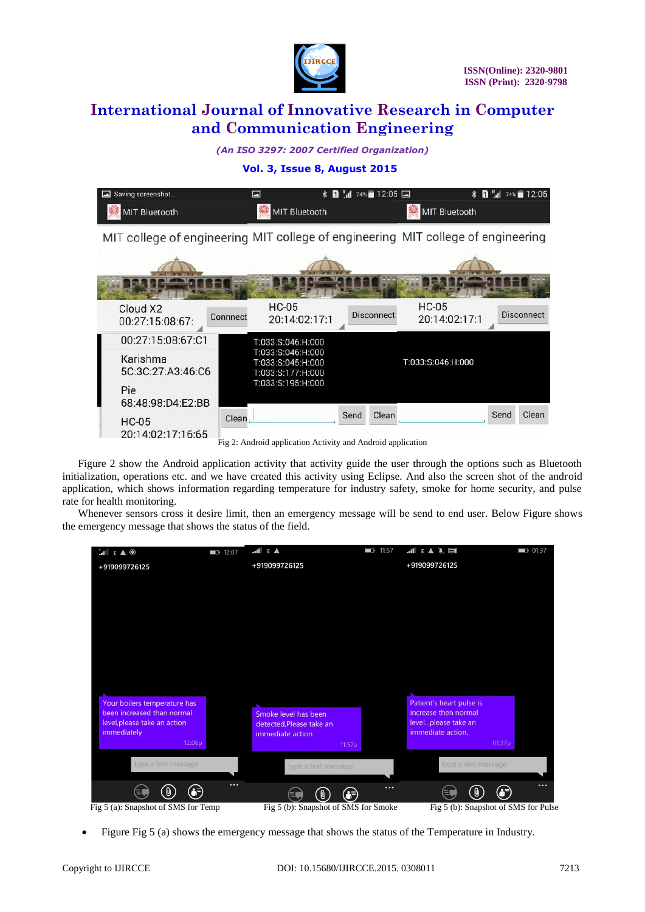Fig 2: Android application Activity and Android application

Figure 2 show the Android application activity that activity guide the user through the options such as Bluetooth initialization, operations etc. and we have created this activity using Eclipse. And also the screen shot of the android application, which shows information regarding temperature for industry safety, smoke for home security, and pulse rate for health monitoring.

Whenever sensors cross it desire limit, then an emergency message will be send to end user. Below Figure shows the emergency message that shows the status of the field.

Fig 5 (a): Snapshot of SMS for Temp    Fig 5 (b): Snapshot of SMS for Smoke    Fig 5 (b): Snapshot of SMS for Pulse

- Figure Fig 5 (a) shows the emergency message that shows the status of the Temperature in Industry.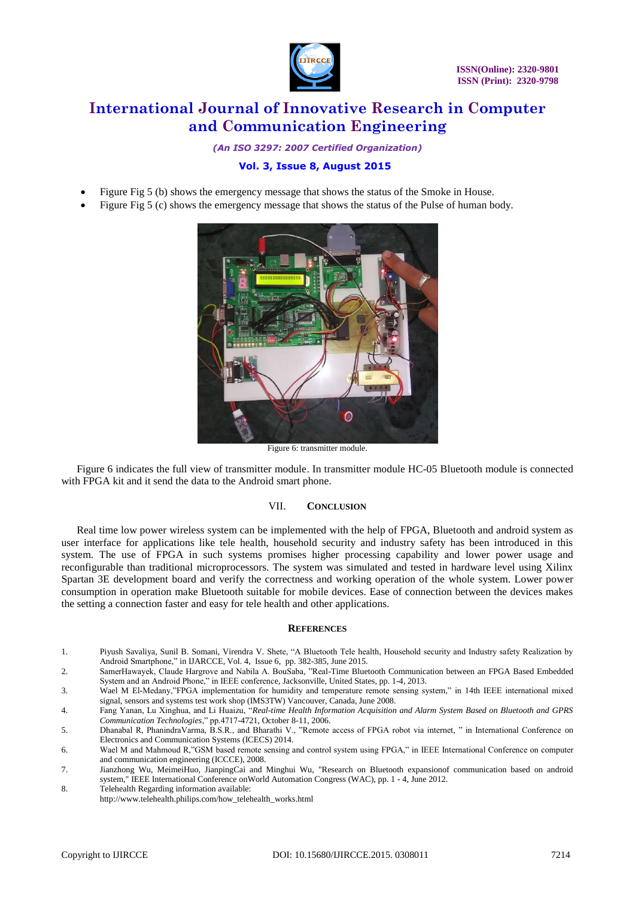- Figure Fig 5 (b) shows the emergency message that shows the status of the Smoke in House.
- Figure Fig 5 (c) shows the emergency message that shows the status of the Pulse of human body.

Figure 6: transmitter module.

Figure 6 indicates the full view of transmitter module. In transmitter module HC-05 Bluetooth module is connected with FPGA kit and it send the data to the Android smart phone.

## VII. CONCLUSION

Real time low power wireless system can be implemented with the help of FPGA, Bluetooth and android system as user interface for applications like tele health, household security and industry safety has been introduced in this system. The use of FPGA in such systems promises higher processing capability and lower power usage and reconfigurable than traditional microprocessors. The system was simulated and tested in hardware level using Xilinx Spartan 3E development board and verify the correctness and working operation of the whole system. Lower power consumption in operation make Bluetooth suitable for mobile devices. Ease of connection between the devices makes the setting a connection faster and easy for tele health and other applications.

## REFERENCES

1. Piyush Savaliya, Sunil B. Somani, Virendra V. Shete, "A Bluetooth Tele health, Household security and Industry safety Realization by Android Smartphone," in IJARCCE, Vol. 4, Issue 6, pp. 382-385, June 2015.
2. SamerHawayek, Claude Hargrove and Nabila A. BouSaba, "Real-Time Bluetooth Communication between an FPGA Based Embedded System and an Android Phone," in IEEE conference, Jacksonville, United States, pp. 1-4, 2013.
3. Wael M El-Medany,"FPGA implementation for humidity and temperature remote sensing system," in 14th IEEE international mixed signal, sensors and systems test work shop (IMS3TW) Vancouver, Canada, June 2008.
4. Fang Yanan, Lu Xinghua, and Li Huaizu, "*Real-time Health Information Acquisition and Alarm System Based on Bluetooth and GPRS Communication Technologies*," pp.4717-4721, October 8-11, 2006.
5. Dhanabal R, PhanindraVarma, B.S.R., and Bharathi V., "Remote access of FPGA robot via internet, " in International Conference on Electronics and Communication Systems (ICECS) 2014.
6. Wael M and Mahmoud R,"GSM based remote sensing and control system using FPGA," in IEEE International Conference on computer and communication engineering (ICCCE), 2008.
7. Jianzhong Wu, MeimeiHuo, JianpingCai and Minghui Wu, "Research on Bluetooth expansionof communication based on android system," IEEE International Conference onWorld Automation Congress (WAC), pp. 1 - 4, June 2012.
8. Telehealth Regarding information available: http://www.telehealth.philips.com/how_telehealth_works.html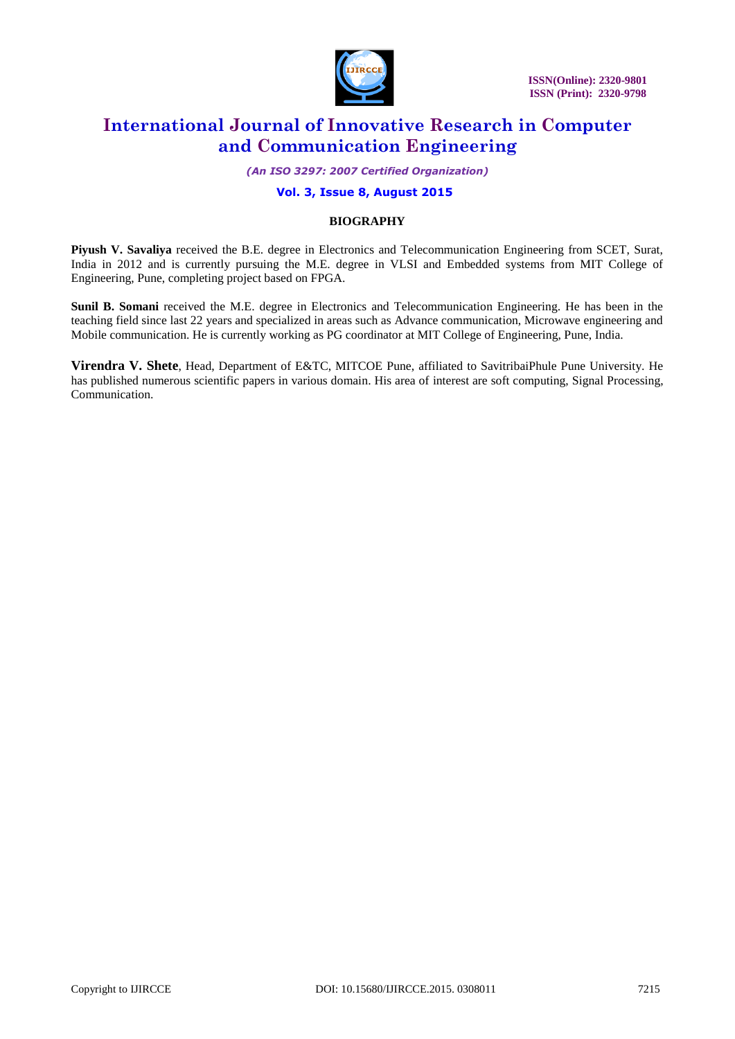## BIOGRAPHY

**Piyush V. Savaliya** received the B.E. degree in Electronics and Telecommunication Engineering from SCET, Surat, India in 2012 and is currently pursuing the M.E. degree in VLSI and Embedded systems from MIT College of Engineering, Pune, completing project based on FPGA.

**Sunil B. Somani** received the M.E. degree in Electronics and Telecommunication Engineering. He has been in the teaching field since last 22 years and specialized in areas such as Advance communication, Microwave engineering and Mobile communication. He is currently working as PG coordinator at MIT College of Engineering, Pune, India.

**Virendra V. Shete**, Head, Department of E&TC, MITCOE Pune, affiliated to SavitribaiPhule Pune University. He has published numerous scientific papers in various domain. His area of interest are soft computing, Signal Processing, Communication.